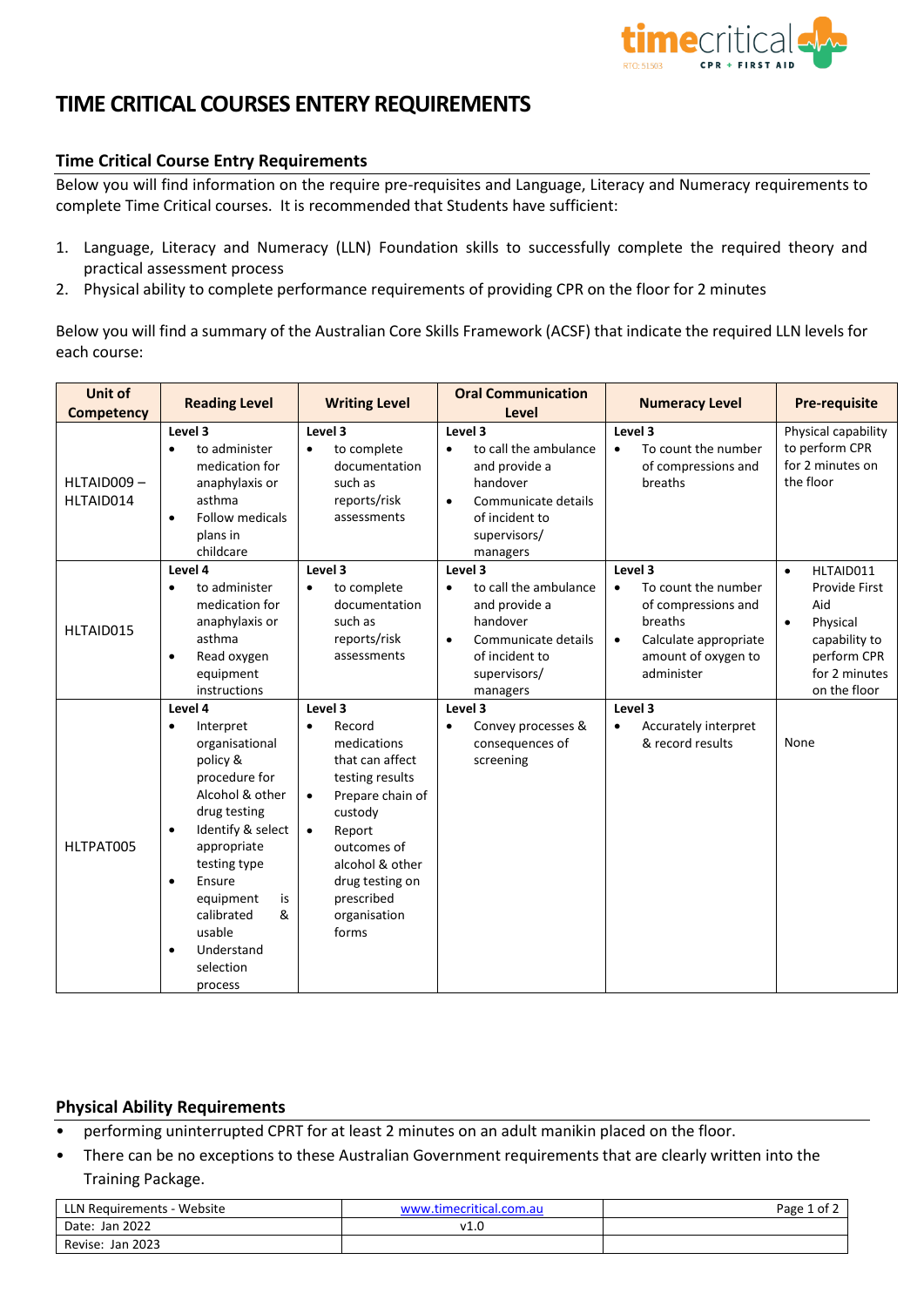# TIME CRITICAL COURSES ENTERY REQUIREMENTS

## Time Critical Course Entry Requirements

Below you will find information on the require pre-requisites and Language, Literacy and Numeracy requirements to complete Time Critical courses. It is recommended that Students have sufficient:

1. Language, Literacy and Numeracy (LLN) Foundation skills to successfully complete the required theory and practical assessment process
2. Physical ability to complete performance requirements of providing CPR on the floor for 2 minutes

Below you will find a summary of the Australian Core Skills Framework (ACSF) that indicate the required LLN levels for each course:

| Unit of Competency | Reading Level | Writing Level | Oral Communication Level | Numeracy Level | Pre-requisite |
|---|---|---|---|---|---|
| HLTAID009 – HLTAID014 | **Level 3**<br>• to administer medication for anaphylaxis or asthma<br>• Follow medicals plans in childcare | **Level 3**<br>• to complete documentation such as reports/risk assessments | **Level 3**<br>• to call the ambulance and provide a handover<br>• Communicate details of incident to supervisors/ managers | **Level 3**<br>• To count the number of compressions and breaths | Physical capability to perform CPR for 2 minutes on the floor |
| HLTAID015 | **Level 4**<br>• to administer medication for anaphylaxis or asthma<br>• Read oxygen equipment instructions | **Level 3**<br>• to complete documentation such as reports/risk assessments | **Level 3**<br>• to call the ambulance and provide a handover<br>• Communicate details of incident to supervisors/ managers | **Level 3**<br>• To count the number of compressions and breaths<br>• Calculate appropriate amount of oxygen to administer | • HLTAID011 Provide First Aid<br>• Physical capability to perform CPR for 2 minutes on the floor |
| HLTPAT005 | **Level 4**<br>• Interpret organisational policy & procedure for Alcohol & other drug testing<br>• Identify & select appropriate testing type<br>• Ensure equipment is calibrated & usable<br>• Understand selection process | **Level 3**<br>• Record medications that can affect testing results<br>• Prepare chain of custody<br>• Report outcomes of alcohol & other drug testing on prescribed organisation forms | **Level 3**<br>• Convey processes & consequences of screening | **Level 3**<br>• Accurately interpret & record results | None |

## Physical Ability Requirements

- performing uninterrupted CPRT for at least 2 minutes on an adult manikin placed on the floor.
- There can be no exceptions to these Australian Government requirements that are clearly written into the Training Package.

| LLN Requirements - Website | www.timecritical.com.au | |
|---|---|---|
| Date: Jan 2022 | v1.0 | |
| Revise: Jan 2023 | | |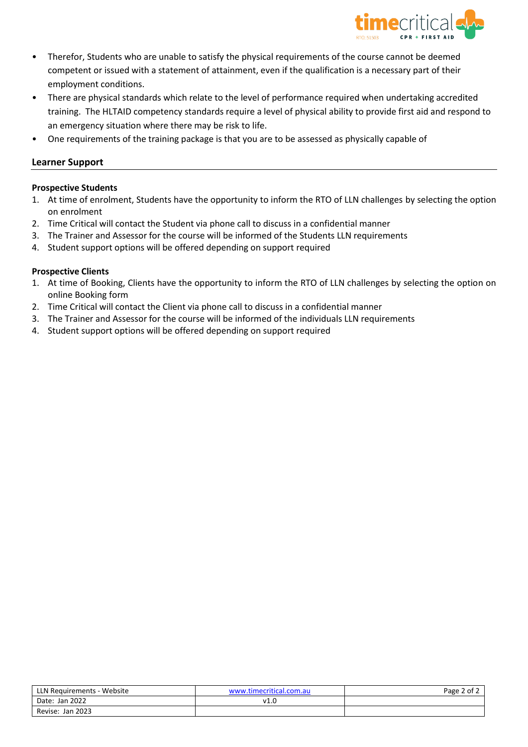- Therefor, Students who are unable to satisfy the physical requirements of the course cannot be deemed competent or issued with a statement of attainment, even if the qualification is a necessary part of their employment conditions.
- There are physical standards which relate to the level of performance required when undertaking accredited training. The HLTAID competency standards require a level of physical ability to provide first aid and respond to an emergency situation where there may be risk to life.
- One requirements of the training package is that you are to be assessed as physically capable of

## Learner Support

**Prospective Students**

1. At time of enrolment, Students have the opportunity to inform the RTO of LLN challenges by selecting the option on enrolment
2. Time Critical will contact the Student via phone call to discuss in a confidential manner
3. The Trainer and Assessor for the course will be informed of the Students LLN requirements
4. Student support options will be offered depending on support required

**Prospective Clients**

1. At time of Booking, Clients have the opportunity to inform the RTO of LLN challenges by selecting the option on online Booking form
2. Time Critical will contact the Client via phone call to discuss in a confidential manner
3. The Trainer and Assessor for the course will be informed of the individuals LLN requirements
4. Student support options will be offered depending on support required